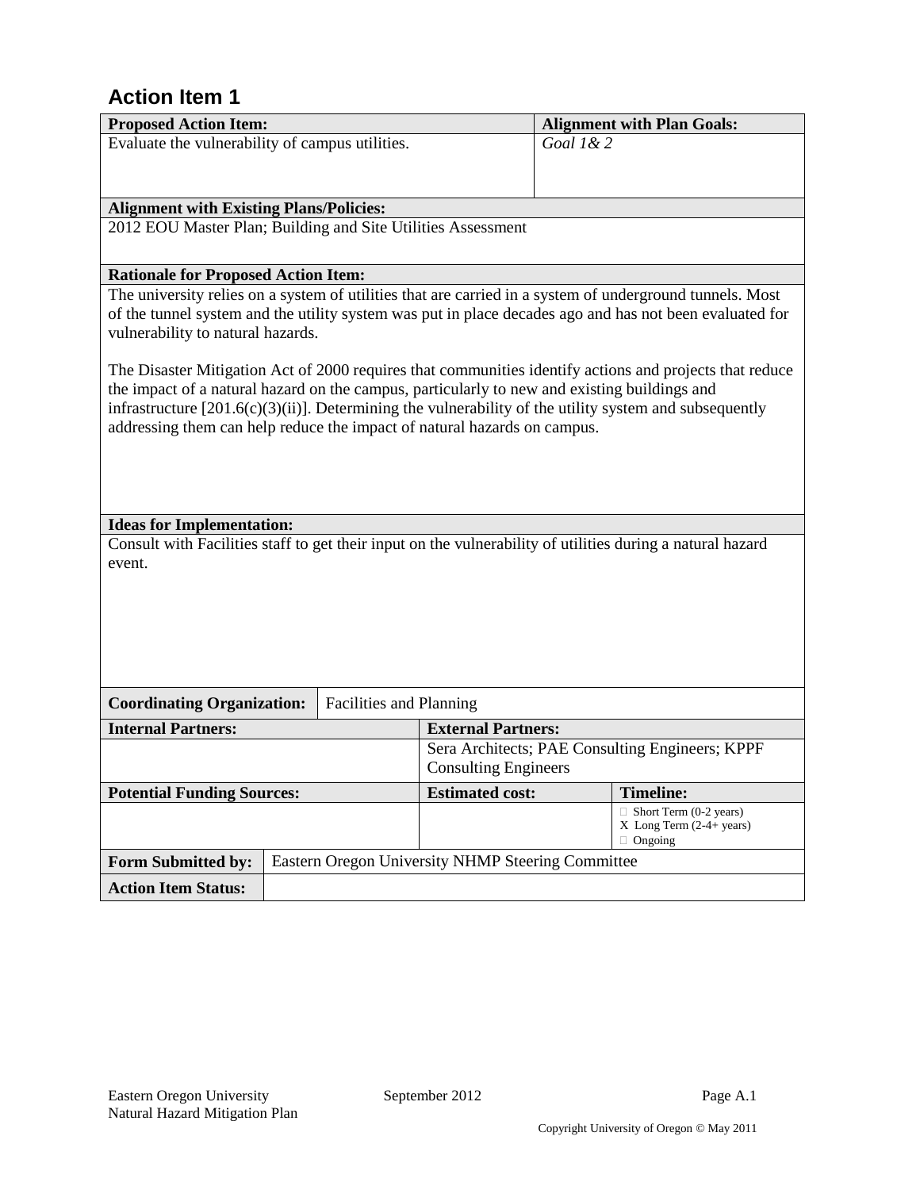## Action Item 1

| Proposed Action Item: | Alignment with Plan Goals: |
|---|---|
| Evaluate the vulnerability of campus utilities. | *Goal 1& 2* |

**Alignment with Existing Plans/Policies:**

2012 EOU Master Plan; Building and Site Utilities Assessment

**Rationale for Proposed Action Item:**

The university relies on a system of utilities that are carried in a system of underground tunnels. Most of the tunnel system and the utility system was put in place decades ago and has not been evaluated for vulnerability to natural hazards.

The Disaster Mitigation Act of 2000 requires that communities identify actions and projects that reduce the impact of a natural hazard on the campus, particularly to new and existing buildings and infrastructure [201.6(c)(3)(ii)]. Determining the vulnerability of the utility system and subsequently addressing them can help reduce the impact of natural hazards on campus.

**Ideas for Implementation:**

Consult with Facilities staff to get their input on the vulnerability of utilities during a natural hazard event.

| **Coordinating Organization:** | Facilities and Planning |
|---|---|

| Internal Partners: | External Partners: |
|---|---|
| | Sera Architects; PAE Consulting Engineers; KPPF Consulting Engineers |

| Potential Funding Sources: | Estimated cost: | Timeline: |
|---|---|---|
| | | ☐ Short Term (0-2 years)<br>X Long Term (2-4+ years)<br>☐ Ongoing |

| **Form Submitted by:** | Eastern Oregon University NHMP Steering Committee |
|---|---|
| **Action Item Status:** | |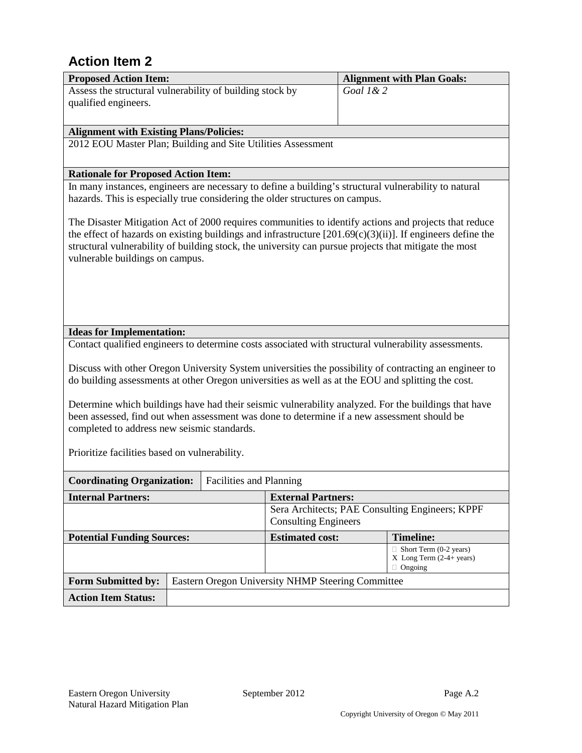## Action Item 2

| Proposed Action Item: | Alignment with Plan Goals: |
|---|---|
| Assess the structural vulnerability of building stock by qualified engineers. | *Goal 1& 2* |

**Alignment with Existing Plans/Policies:**

2012 EOU Master Plan; Building and Site Utilities Assessment

**Rationale for Proposed Action Item:**

In many instances, engineers are necessary to define a building's structural vulnerability to natural hazards. This is especially true considering the older structures on campus.

The Disaster Mitigation Act of 2000 requires communities to identify actions and projects that reduce the effect of hazards on existing buildings and infrastructure [201.69(c)(3)(ii)]. If engineers define the structural vulnerability of building stock, the university can pursue projects that mitigate the most vulnerable buildings on campus.

**Ideas for Implementation:**

Contact qualified engineers to determine costs associated with structural vulnerability assessments.

Discuss with other Oregon University System universities the possibility of contracting an engineer to do building assessments at other Oregon universities as well as at the EOU and splitting the cost.

Determine which buildings have had their seismic vulnerability analyzed. For the buildings that have been assessed, find out when assessment was done to determine if a new assessment should be completed to address new seismic standards.

Prioritize facilities based on vulnerability.

| Coordinating Organization: | Facilities and Planning | |
|---|---|---|
| **Internal Partners:** | **External Partners:** | |
| | Sera Architects; PAE Consulting Engineers; KPPF Consulting Engineers | |
| **Potential Funding Sources:** | **Estimated cost:** | **Timeline:** |
| | | ☐ Short Term (0-2 years)<br>X Long Term (2-4+ years)<br>☐ Ongoing |
| **Form Submitted by:** | Eastern Oregon University NHMP Steering Committee | |
| **Action Item Status:** | | |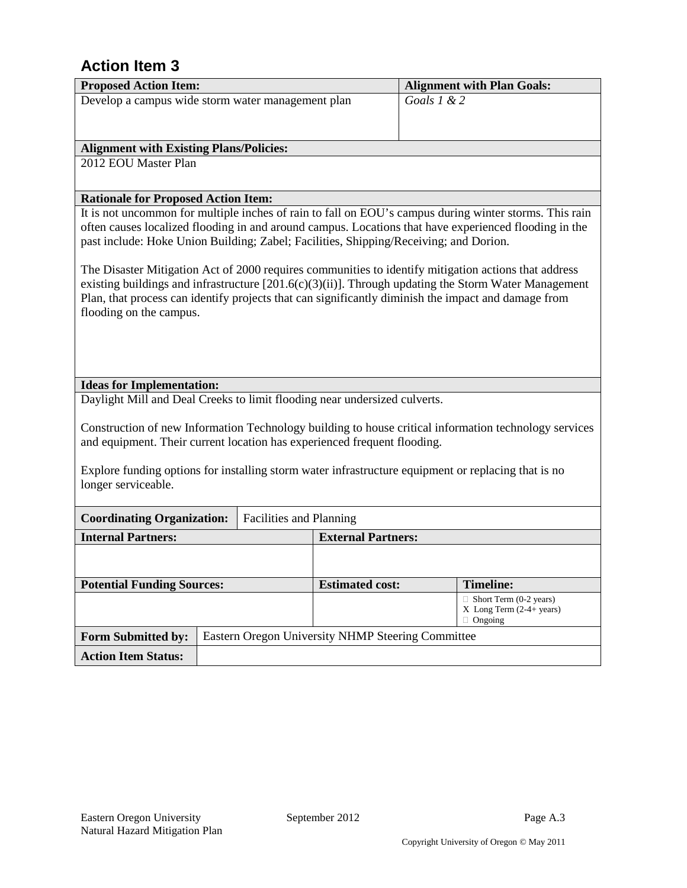## Action Item 3

| **Proposed Action Item:** | **Alignment with Plan Goals:** |
|---|---|
| Develop a campus wide storm water management plan | *Goals 1 & 2* |

**Alignment with Existing Plans/Policies:**

2012 EOU Master Plan

**Rationale for Proposed Action Item:**

It is not uncommon for multiple inches of rain to fall on EOU's campus during winter storms. This rain often causes localized flooding in and around campus. Locations that have experienced flooding in the past include: Hoke Union Building; Zabel; Facilities, Shipping/Receiving; and Dorion.

The Disaster Mitigation Act of 2000 requires communities to identify mitigation actions that address existing buildings and infrastructure [201.6(c)(3)(ii)]. Through updating the Storm Water Management Plan, that process can identify projects that can significantly diminish the impact and damage from flooding on the campus.

**Ideas for Implementation:**

Daylight Mill and Deal Creeks to limit flooding near undersized culverts.

Construction of new Information Technology building to house critical information technology services and equipment. Their current location has experienced frequent flooding.

Explore funding options for installing storm water infrastructure equipment or replacing that is no longer serviceable.

| **Coordinating Organization:** | Facilities and Planning | |
|---|---|---|
| **Internal Partners:** | **External Partners:** | |
| | | |
| **Potential Funding Sources:** | **Estimated cost:** | **Timeline:** |
| | | ☐ Short Term (0-2 years)<br>X Long Term (2-4+ years)<br>☐ Ongoing |
| **Form Submitted by:** | Eastern Oregon University NHMP Steering Committee | |
| **Action Item Status:** | | |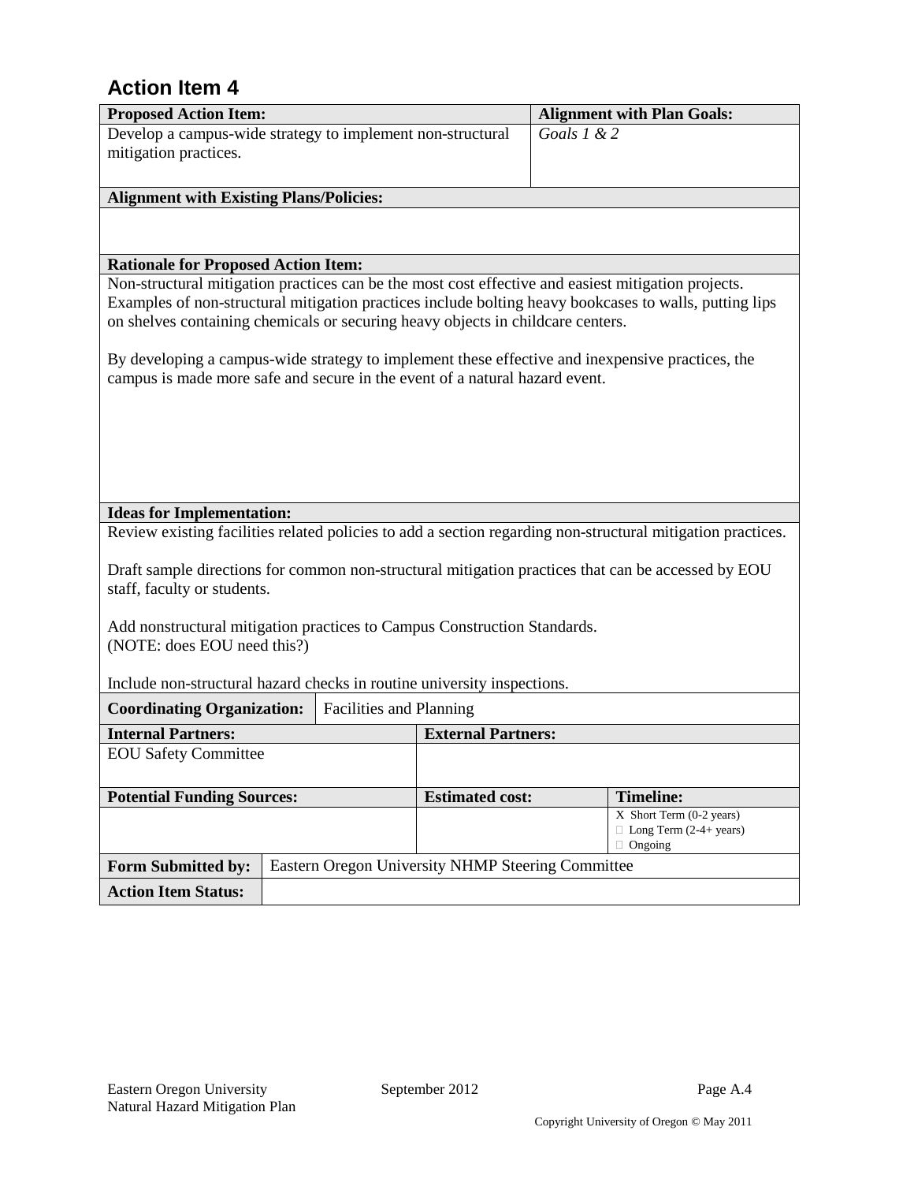## Action Item 4

| Proposed Action Item: | Alignment with Plan Goals: |
|---|---|
| Develop a campus-wide strategy to implement non-structural mitigation practices. | *Goals 1 & 2* |

**Alignment with Existing Plans/Policies:**

**Rationale for Proposed Action Item:**

Non-structural mitigation practices can be the most cost effective and easiest mitigation projects. Examples of non-structural mitigation practices include bolting heavy bookcases to walls, putting lips on shelves containing chemicals or securing heavy objects in childcare centers.

By developing a campus-wide strategy to implement these effective and inexpensive practices, the campus is made more safe and secure in the event of a natural hazard event.

**Ideas for Implementation:**

Review existing facilities related policies to add a section regarding non-structural mitigation practices.

Draft sample directions for common non-structural mitigation practices that can be accessed by EOU staff, faculty or students.

Add nonstructural mitigation practices to Campus Construction Standards.
(NOTE: does EOU need this?)

Include non-structural hazard checks in routine university inspections.

| Coordinating Organization: | Facilities and Planning |
|---|---|

| Internal Partners: | External Partners: |
|---|---|
| EOU Safety Committee | |

| Potential Funding Sources: | Estimated cost: | Timeline: |
|---|---|---|
| | | X Short Term (0-2 years)<br>☐ Long Term (2-4+ years)<br>☐ Ongoing |

| Form Submitted by: | Eastern Oregon University NHMP Steering Committee |
|---|---|
| **Action Item Status:** | |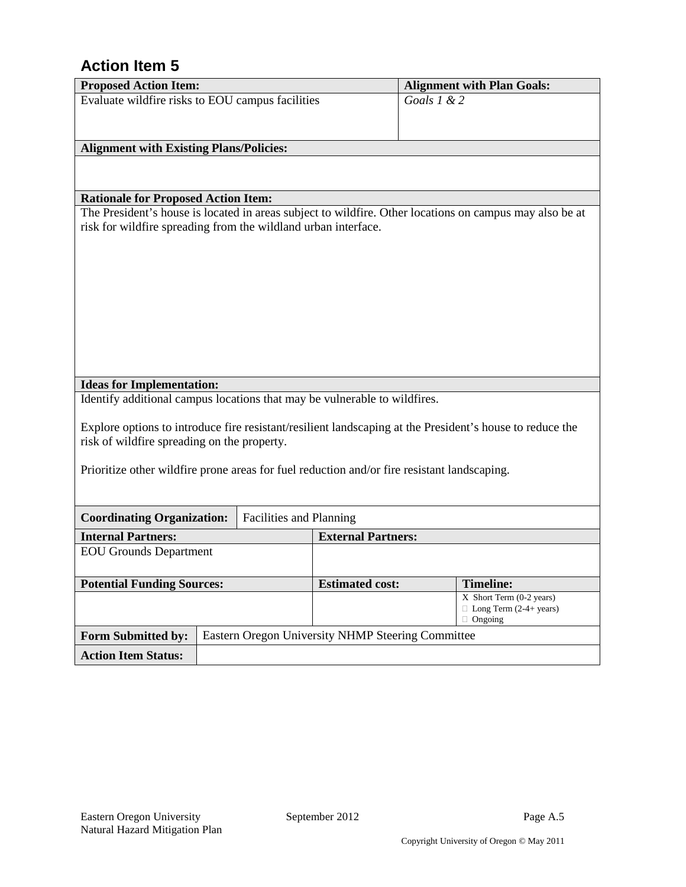## Action Item 5

| **Proposed Action Item:** | **Alignment with Plan Goals:** |
|---|---|
| Evaluate wildfire risks to EOU campus facilities | *Goals 1 & 2* |

| **Alignment with Existing Plans/Policies:** |
|---|
| |

| **Rationale for Proposed Action Item:** |
|---|
| The President's house is located in areas subject to wildfire. Other locations on campus may also be at risk for wildfire spreading from the wildland urban interface. |

| **Ideas for Implementation:** |
|---|
| Identify additional campus locations that may be vulnerable to wildfires.<br><br>Explore options to introduce fire resistant/resilient landscaping at the President's house to reduce the risk of wildfire spreading on the property.<br><br>Prioritize other wildfire prone areas for fuel reduction and/or fire resistant landscaping. |

| **Coordinating Organization:** | Facilities and Planning |
|---|---|

| **Internal Partners:** | **External Partners:** |
|---|---|
| EOU Grounds Department | |

| **Potential Funding Sources:** | **Estimated cost:** | **Timeline:** |
|---|---|---|
| | | X Short Term (0-2 years)<br>☐ Long Term (2-4+ years)<br>☐ Ongoing |

| **Form Submitted by:** | Eastern Oregon University NHMP Steering Committee |
|---|---|
| **Action Item Status:** | |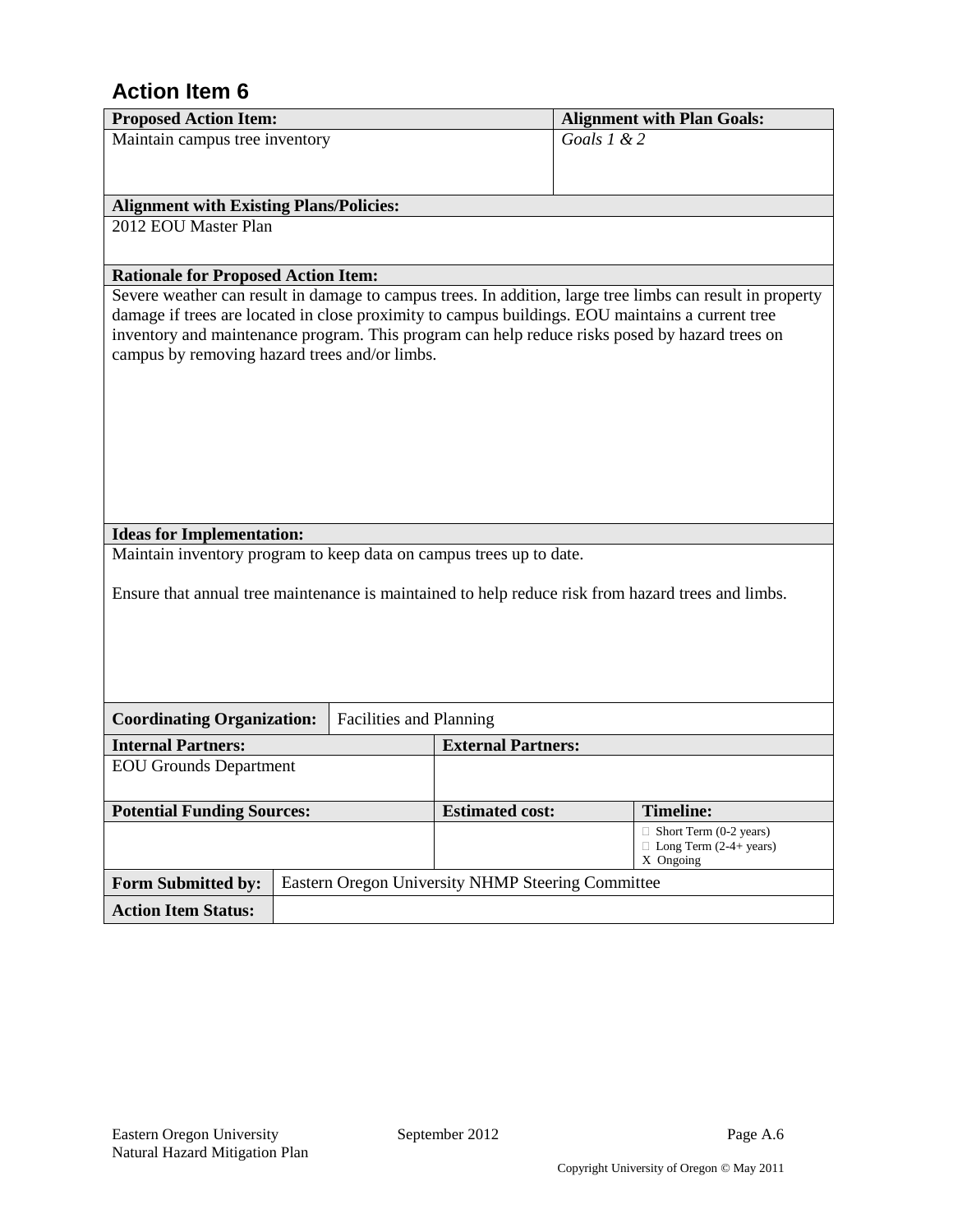## Action Item 6

| Proposed Action Item: | Alignment with Plan Goals: |
|---|---|
| Maintain campus tree inventory | *Goals 1 & 2* |

**Alignment with Existing Plans/Policies:**

2012 EOU Master Plan

**Rationale for Proposed Action Item:**

Severe weather can result in damage to campus trees. In addition, large tree limbs can result in property damage if trees are located in close proximity to campus buildings. EOU maintains a current tree inventory and maintenance program. This program can help reduce risks posed by hazard trees on campus by removing hazard trees and/or limbs.

**Ideas for Implementation:**

Maintain inventory program to keep data on campus trees up to date.

Ensure that annual tree maintenance is maintained to help reduce risk from hazard trees and limbs.

| **Coordinating Organization:** | Facilities and Planning |
|---|---|

| Internal Partners: | External Partners: |
|---|---|
| EOU Grounds Department | |

| Potential Funding Sources: | Estimated cost: | Timeline: |
|---|---|---|
| | | ☐ Short Term (0-2 years)<br>☐ Long Term (2-4+ years)<br>X Ongoing |

| **Form Submitted by:** | Eastern Oregon University NHMP Steering Committee |
|---|---|
| **Action Item Status:** | |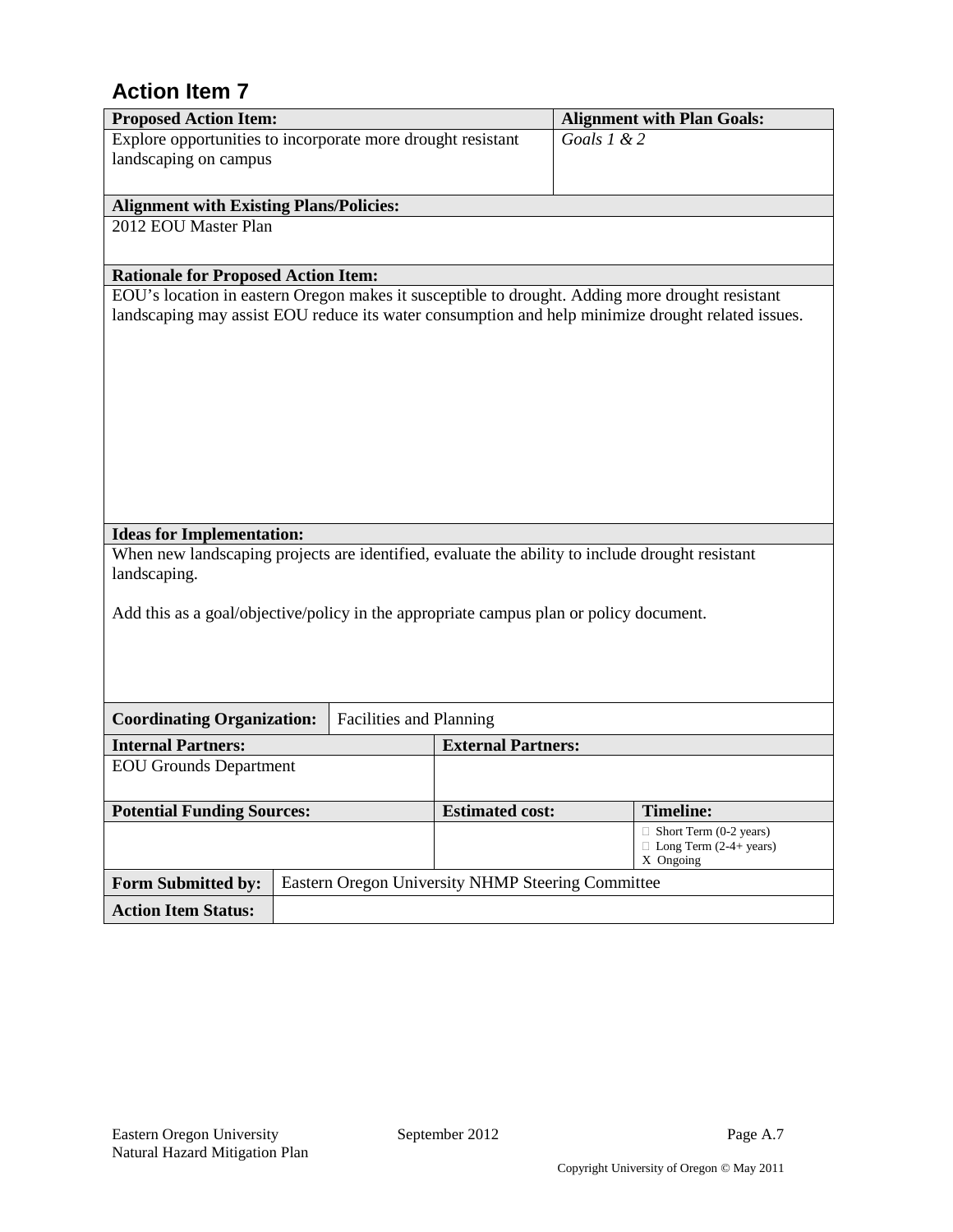## Action Item 7

| **Proposed Action Item:** | **Alignment with Plan Goals:** |
|---|---|
| Explore opportunities to incorporate more drought resistant landscaping on campus | *Goals 1 & 2* |

| **Alignment with Existing Plans/Policies:** |
|---|
| 2012 EOU Master Plan |

| **Rationale for Proposed Action Item:** |
|---|
| EOU's location in eastern Oregon makes it susceptible to drought. Adding more drought resistant landscaping may assist EOU reduce its water consumption and help minimize drought related issues. |

| **Ideas for Implementation:** |
|---|
| When new landscaping projects are identified, evaluate the ability to include drought resistant landscaping.<br><br>Add this as a goal/objective/policy in the appropriate campus plan or policy document. |

| **Coordinating Organization:** | Facilities and Planning |
|---|---|

| **Internal Partners:** | **External Partners:** |
|---|---|
| EOU Grounds Department | |

| **Potential Funding Sources:** | **Estimated cost:** | **Timeline:** |
|---|---|---|
| | | ☐ Short Term (0-2 years)<br>☐ Long Term (2-4+ years)<br>X Ongoing |

| **Form Submitted by:** | Eastern Oregon University NHMP Steering Committee |
|---|---|
| **Action Item Status:** | |

Copyright University of Oregon © May 2011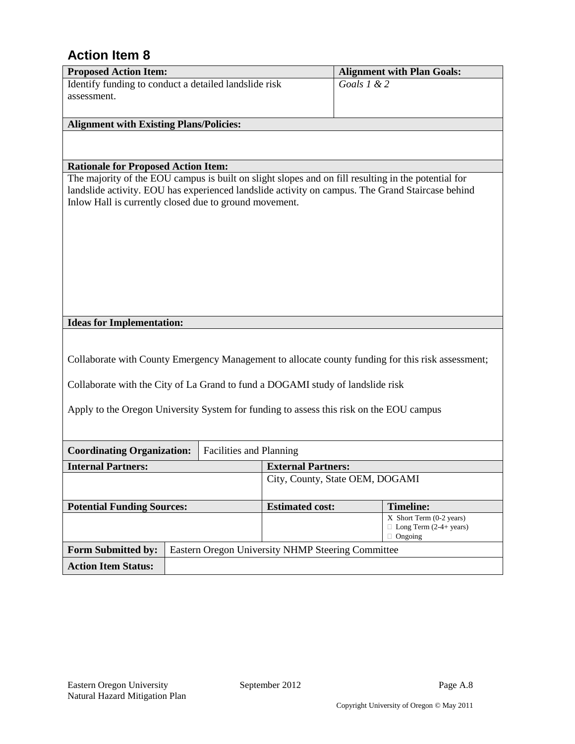## Action Item 8

| Proposed Action Item: | Alignment with Plan Goals: |
|---|---|
| Identify funding to conduct a detailed landslide risk assessment. | *Goals 1 & 2* |

**Alignment with Existing Plans/Policies:**

**Rationale for Proposed Action Item:**

The majority of the EOU campus is built on slight slopes and on fill resulting in the potential for landslide activity. EOU has experienced landslide activity on campus. The Grand Staircase behind Inlow Hall is currently closed due to ground movement.

**Ideas for Implementation:**

Collaborate with County Emergency Management to allocate county funding for this risk assessment;

Collaborate with the City of La Grand to fund a DOGAMI study of landslide risk

Apply to the Oregon University System for funding to assess this risk on the EOU campus

| Coordinating Organization: | Facilities and Planning |
|---|---|

| Internal Partners: | External Partners: |
|---|---|
| | City, County, State OEM, DOGAMI |

| Potential Funding Sources: | Estimated cost: | Timeline: |
|---|---|---|
| | | X Short Term (0-2 years)<br>☐ Long Term (2-4+ years)<br>☐ Ongoing |

| Form Submitted by: | Eastern Oregon University NHMP Steering Committee |
|---|---|
| **Action Item Status:** | |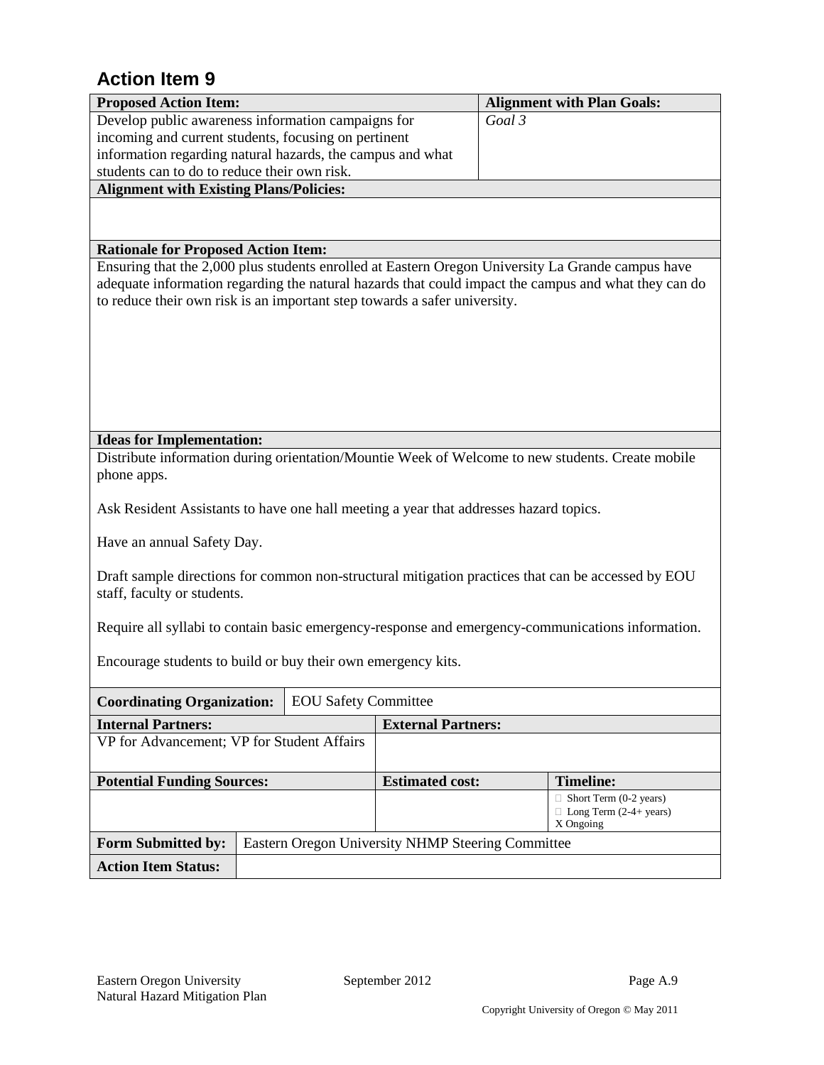## Action Item 9

| **Proposed Action Item:** | **Alignment with Plan Goals:** |
|---|---|
| Develop public awareness information campaigns for incoming and current students, focusing on pertinent information regarding natural hazards, the campus and what students can to do to reduce their own risk. | *Goal 3* |

**Alignment with Existing Plans/Policies:**

**Rationale for Proposed Action Item:**

Ensuring that the 2,000 plus students enrolled at Eastern Oregon University La Grande campus have adequate information regarding the natural hazards that could impact the campus and what they can do to reduce their own risk is an important step towards a safer university.

**Ideas for Implementation:**

Distribute information during orientation/Mountie Week of Welcome to new students. Create mobile phone apps.

Ask Resident Assistants to have one hall meeting a year that addresses hazard topics.

Have an annual Safety Day.

Draft sample directions for common non-structural mitigation practices that can be accessed by EOU staff, faculty or students.

Require all syllabi to contain basic emergency-response and emergency-communications information.

Encourage students to build or buy their own emergency kits.

| **Coordinating Organization:** | EOU Safety Committee | |
|---|---|---|
| **Internal Partners:** | **External Partners:** | |
| VP for Advancement; VP for Student Affairs | | |
| **Potential Funding Sources:** | **Estimated cost:** | **Timeline:** |
| | | ☐ Short Term (0-2 years)<br>☐ Long Term (2-4+ years)<br>X Ongoing |
| **Form Submitted by:** | Eastern Oregon University NHMP Steering Committee | |
| **Action Item Status:** | | |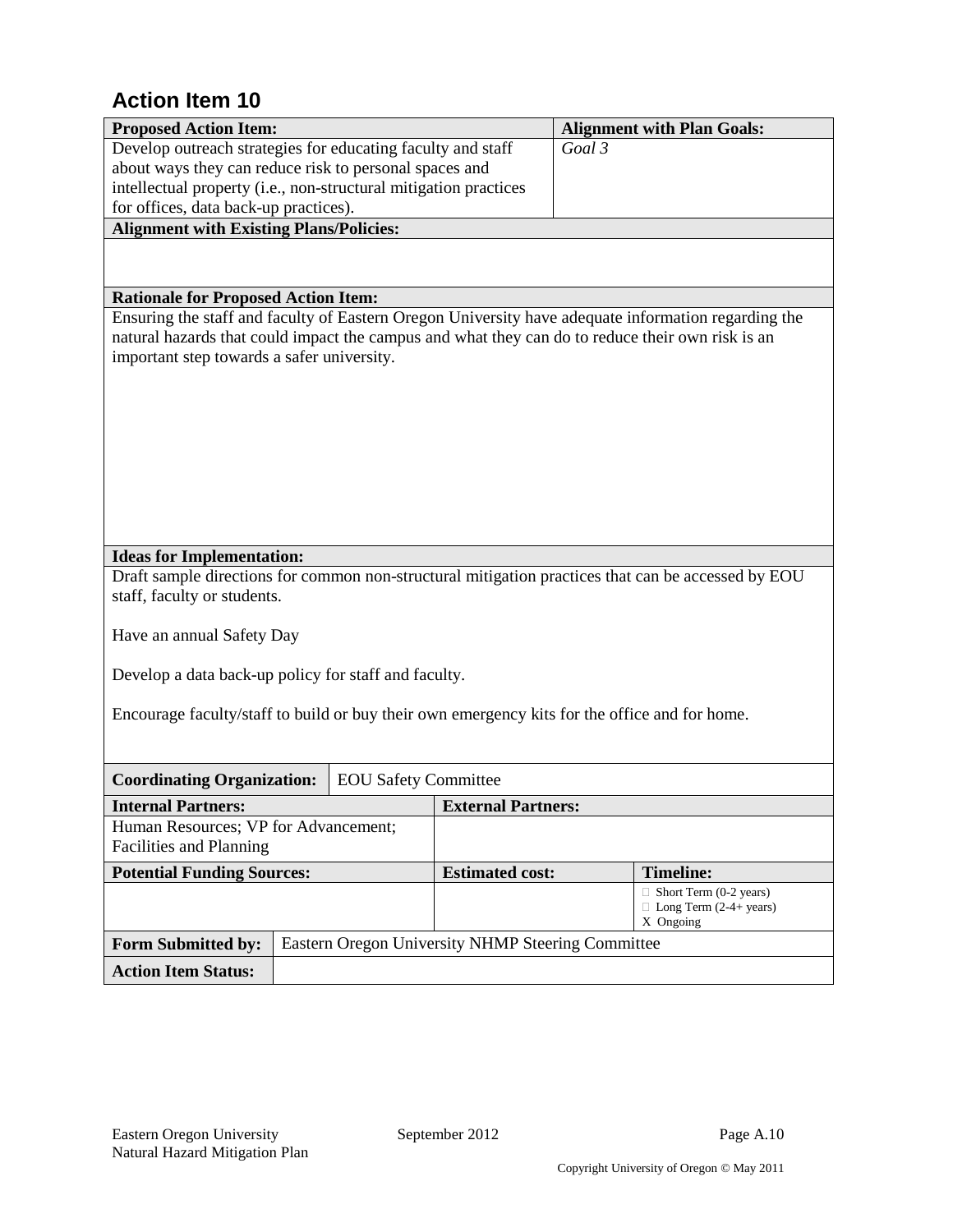## Action Item 10

| **Proposed Action Item:** | **Alignment with Plan Goals:** |
|---|---|
| Develop outreach strategies for educating faculty and staff about ways they can reduce risk to personal spaces and intellectual property (i.e., non-structural mitigation practices for offices, data back-up practices). | *Goal 3* |

| **Alignment with Existing Plans/Policies:** |
|---|
| |

| **Rationale for Proposed Action Item:** |
|---|
| Ensuring the staff and faculty of Eastern Oregon University have adequate information regarding the natural hazards that could impact the campus and what they can do to reduce their own risk is an important step towards a safer university. |

| **Ideas for Implementation:** |
|---|
| Draft sample directions for common non-structural mitigation practices that can be accessed by EOU staff, faculty or students.<br><br>Have an annual Safety Day<br><br>Develop a data back-up policy for staff and faculty.<br><br>Encourage faculty/staff to build or buy their own emergency kits for the office and for home. |

| **Coordinating Organization:** | EOU Safety Committee |
|---|---|

| **Internal Partners:** | **External Partners:** |
|---|---|
| Human Resources; VP for Advancement; Facilities and Planning | |

| **Potential Funding Sources:** | **Estimated cost:** | **Timeline:** |
|---|---|---|
| | | ☐ Short Term (0-2 years)<br>☐ Long Term (2-4+ years)<br>X Ongoing |

| **Form Submitted by:** | Eastern Oregon University NHMP Steering Committee |
|---|---|
| **Action Item Status:** | |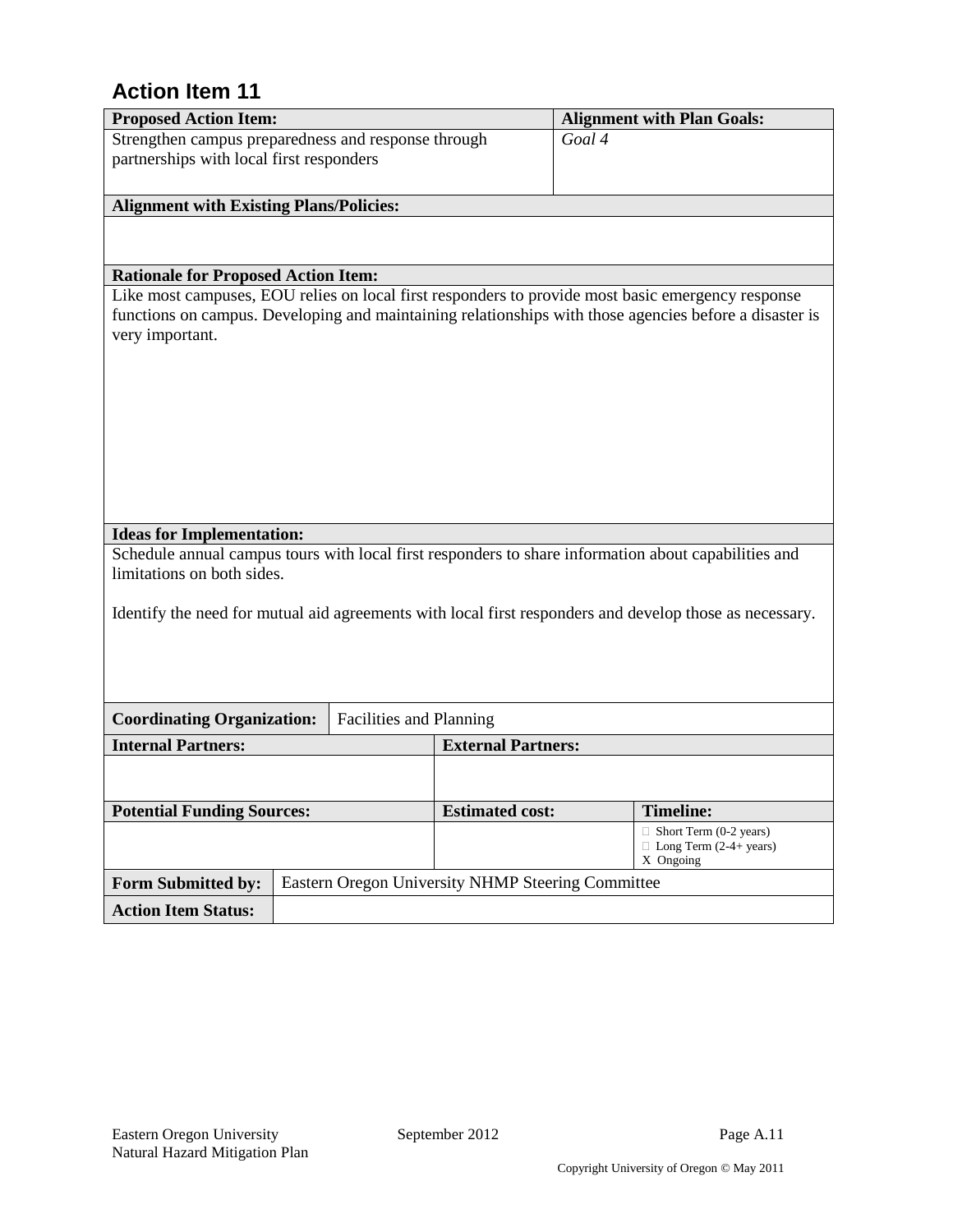## Action Item 11

| **Proposed Action Item:** | **Alignment with Plan Goals:** |
|---|---|
| Strengthen campus preparedness and response through partnerships with local first responders | *Goal 4* |

**Alignment with Existing Plans/Policies:**

**Rationale for Proposed Action Item:**

Like most campuses, EOU relies on local first responders to provide most basic emergency response functions on campus. Developing and maintaining relationships with those agencies before a disaster is very important.

**Ideas for Implementation:**

Schedule annual campus tours with local first responders to share information about capabilities and limitations on both sides.

Identify the need for mutual aid agreements with local first responders and develop those as necessary.

| **Coordinating Organization:** | Facilities and Planning | |
|---|---|---|
| **Internal Partners:** | **External Partners:** | |
| | | |
| **Potential Funding Sources:** | **Estimated cost:** | **Timeline:** |
| | | ☐ Short Term (0-2 years)<br>☐ Long Term (2-4+ years)<br>X Ongoing |
| **Form Submitted by:** | Eastern Oregon University NHMP Steering Committee | |
| **Action Item Status:** | | |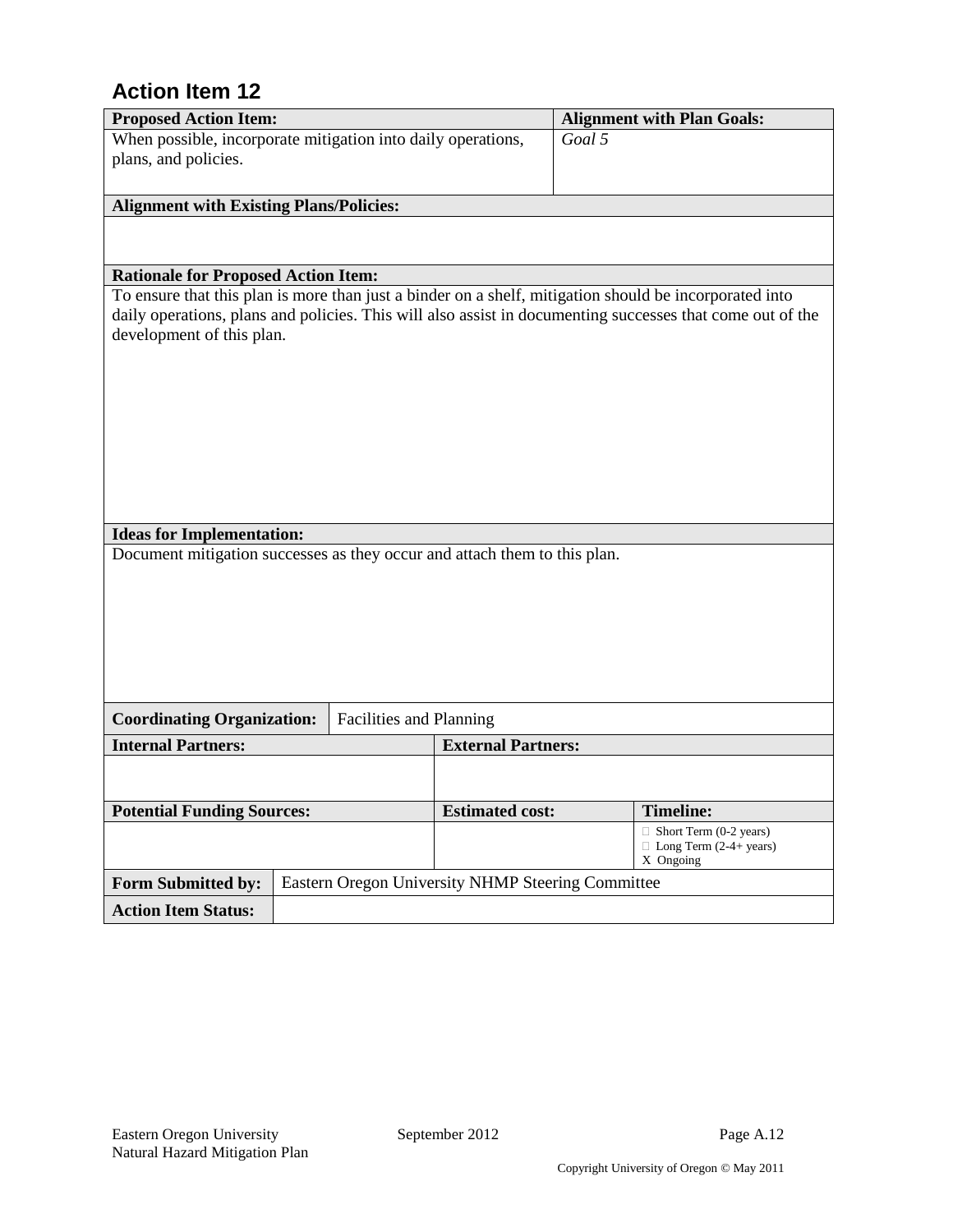## Action Item 12

| **Proposed Action Item:** | **Alignment with Plan Goals:** |
|---|---|
| When possible, incorporate mitigation into daily operations, plans, and policies. | *Goal 5* |

**Alignment with Existing Plans/Policies:**

**Rationale for Proposed Action Item:**

To ensure that this plan is more than just a binder on a shelf, mitigation should be incorporated into daily operations, plans and policies. This will also assist in documenting successes that come out of the development of this plan.

**Ideas for Implementation:**

Document mitigation successes as they occur and attach them to this plan.

| | |
|---|---|
| **Coordinating Organization:** | Facilities and Planning |

| **Internal Partners:** | **External Partners:** |
|---|---|
| | |

| **Potential Funding Sources:** | **Estimated cost:** | **Timeline:** |
|---|---|---|
| | | ☐ Short Term (0-2 years)<br>☐ Long Term (2-4+ years)<br>X Ongoing |

| | |
|---|---|
| **Form Submitted by:** | Eastern Oregon University NHMP Steering Committee |
| **Action Item Status:** | |

Copyright University of Oregon © May 2011